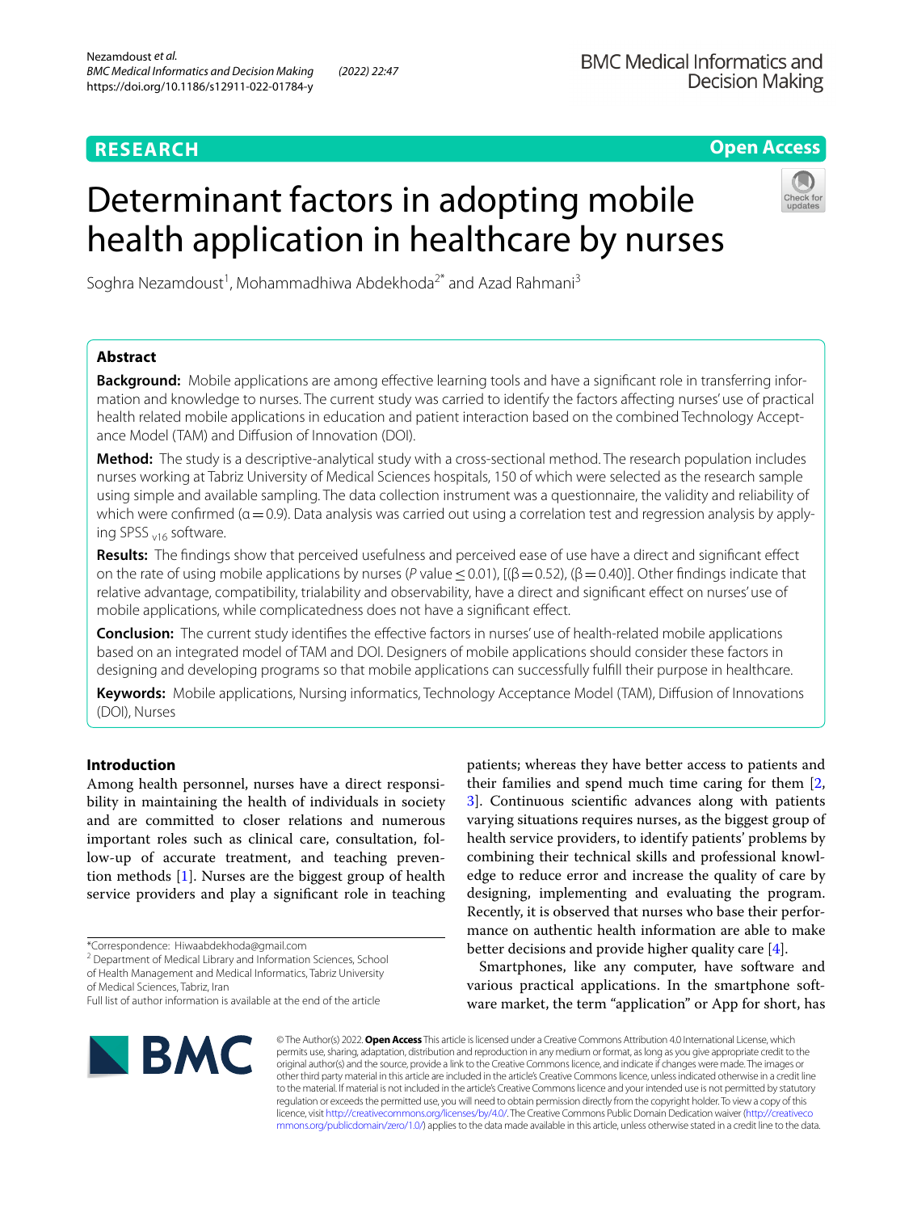# Determinant factors in adopting mobile health application in healthcare by nurses

Soghra Nezamdoust[1], Mohammadhiwa Abdekhoda[2*] and Azad Rahmani[3]

## Abstract

**Background:** Mobile applications are among effective learning tools and have a significant role in transferring information and knowledge to nurses. The current study was carried to identify the factors affecting nurses' use of practical health related mobile applications in education and patient interaction based on the combined Technology Acceptance Model (TAM) and Diffusion of Innovation (DOI).

**Method:** The study is a descriptive-analytical study with a cross-sectional method. The research population includes nurses working at Tabriz University of Medical Sciences hospitals, 150 of which were selected as the research sample using simple and available sampling. The data collection instrument was a questionnaire, the validity and reliability of which were confirmed ($\alpha = 0.9$). Data analysis was carried out using a correlation test and regression analysis by applying SPSS $_{v16}$ software.

**Results:** The findings show that perceived usefulness and perceived ease of use have a direct and significant effect on the rate of using mobile applications by nurses (*P* value $\leq 0.01$), [($\beta = 0.52$), ($\beta = 0.40$)]. Other findings indicate that relative advantage, compatibility, trialability and observability, have a direct and significant effect on nurses' use of mobile applications, while complicatedness does not have a significant effect.

**Conclusion:** The current study identifies the effective factors in nurses' use of health-related mobile applications based on an integrated model of TAM and DOI. Designers of mobile applications should consider these factors in designing and developing programs so that mobile applications can successfully fulfill their purpose in healthcare.

**Keywords:** Mobile applications, Nursing informatics, Technology Acceptance Model (TAM), Diffusion of Innovations (DOI), Nurses

## Introduction

Among health personnel, nurses have a direct responsibility in maintaining the health of individuals in society and are committed to closer relations and numerous important roles such as clinical care, consultation, follow-up of accurate treatment, and teaching prevention methods [1]. Nurses are the biggest group of health service providers and play a significant role in teaching patients; whereas they have better access to patients and their families and spend much time caring for them [2, 3]. Continuous scientific advances along with patients varying situations requires nurses, as the biggest group of health service providers, to identify patients' problems by combining their technical skills and professional knowledge to reduce error and increase the quality of care by designing, implementing and evaluating the program. Recently, it is observed that nurses who base their performance on authentic health information are able to make better decisions and provide higher quality care [4].

Smartphones, like any computer, have software and various practical applications. In the smartphone software market, the term "application" or App for short, has

*Correspondence: Hiwaabdekhoda@gmail.com
[2] Department of Medical Library and Information Sciences, School of Health Management and Medical Informatics, Tabriz University of Medical Sciences, Tabriz, Iran
Full list of author information is available at the end of the article

© The Author(s) 2022. **Open Access** This article is licensed under a Creative Commons Attribution 4.0 International License, which permits use, sharing, adaptation, distribution and reproduction in any medium or format, as long as you give appropriate credit to the original author(s) and the source, provide a link to the Creative Commons licence, and indicate if changes were made. The images or other third party material in this article are included in the article's Creative Commons licence, unless indicated otherwise in a credit line to the material. If material is not included in the article's Creative Commons licence and your intended use is not permitted by statutory regulation or exceeds the permitted use, you will need to obtain permission directly from the copyright holder. To view a copy of this licence, visit http://creativecommons.org/licenses/by/4.0/. The Creative Commons Public Domain Dedication waiver (http://creativecommons.org/publicdomain/zero/1.0/) applies to the data made available in this article, unless otherwise stated in a credit line to the data.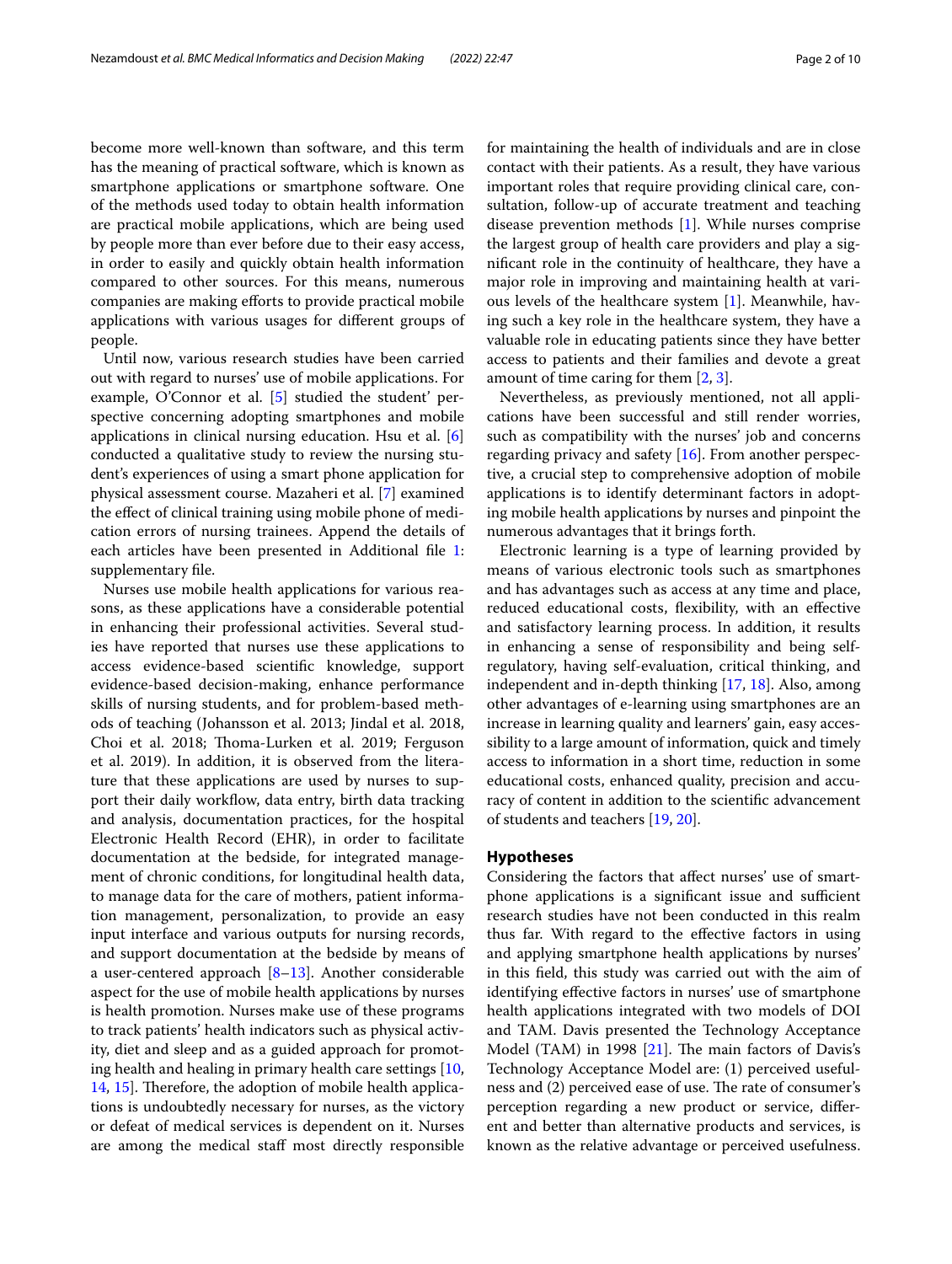become more well-known than software, and this term has the meaning of practical software, which is known as smartphone applications or smartphone software. One of the methods used today to obtain health information are practical mobile applications, which are being used by people more than ever before due to their easy access, in order to easily and quickly obtain health information compared to other sources. For this means, numerous companies are making efforts to provide practical mobile applications with various usages for different groups of people.

Until now, various research studies have been carried out with regard to nurses' use of mobile applications. For example, O'Connor et al. [5] studied the student' perspective concerning adopting smartphones and mobile applications in clinical nursing education. Hsu et al. [6] conducted a qualitative study to review the nursing student's experiences of using a smart phone application for physical assessment course. Mazaheri et al. [7] examined the effect of clinical training using mobile phone of medication errors of nursing trainees. Append the details of each articles have been presented in Additional file 1: supplementary file.

Nurses use mobile health applications for various reasons, as these applications have a considerable potential in enhancing their professional activities. Several studies have reported that nurses use these applications to access evidence-based scientific knowledge, support evidence-based decision-making, enhance performance skills of nursing students, and for problem-based methods of teaching (Johansson et al. 2013; Jindal et al. 2018, Choi et al. 2018; Thoma-Lurken et al. 2019; Ferguson et al. 2019). In addition, it is observed from the literature that these applications are used by nurses to support their daily workflow, data entry, birth data tracking and analysis, documentation practices, for the hospital Electronic Health Record (EHR), in order to facilitate documentation at the bedside, for integrated management of chronic conditions, for longitudinal health data, to manage data for the care of mothers, patient information management, personalization, to provide an easy input interface and various outputs for nursing records, and support documentation at the bedside by means of a user-centered approach [8–13]. Another considerable aspect for the use of mobile health applications by nurses is health promotion. Nurses make use of these programs to track patients' health indicators such as physical activity, diet and sleep and as a guided approach for promoting health and healing in primary health care settings [10, 14, 15]. Therefore, the adoption of mobile health applications is undoubtedly necessary for nurses, as the victory or defeat of medical services is dependent on it. Nurses are among the medical staff most directly responsible for maintaining the health of individuals and are in close contact with their patients. As a result, they have various important roles that require providing clinical care, consultation, follow-up of accurate treatment and teaching disease prevention methods [1]. While nurses comprise the largest group of health care providers and play a significant role in the continuity of healthcare, they have a major role in improving and maintaining health at various levels of the healthcare system [1]. Meanwhile, having such a key role in the healthcare system, they have a valuable role in educating patients since they have better access to patients and their families and devote a great amount of time caring for them [2, 3].

Nevertheless, as previously mentioned, not all applications have been successful and still render worries, such as compatibility with the nurses' job and concerns regarding privacy and safety [16]. From another perspective, a crucial step to comprehensive adoption of mobile applications is to identify determinant factors in adopting mobile health applications by nurses and pinpoint the numerous advantages that it brings forth.

Electronic learning is a type of learning provided by means of various electronic tools such as smartphones and has advantages such as access at any time and place, reduced educational costs, flexibility, with an effective and satisfactory learning process. In addition, it results in enhancing a sense of responsibility and being self-regulatory, having self-evaluation, critical thinking, and independent and in-depth thinking [17, 18]. Also, among other advantages of e-learning using smartphones are an increase in learning quality and learners' gain, easy accessibility to a large amount of information, quick and timely access to information in a short time, reduction in some educational costs, enhanced quality, precision and accuracy of content in addition to the scientific advancement of students and teachers [19, 20].

## Hypotheses

Considering the factors that affect nurses' use of smartphone applications is a significant issue and sufficient research studies have not been conducted in this realm thus far. With regard to the effective factors in using and applying smartphone health applications by nurses' in this field, this study was carried out with the aim of identifying effective factors in nurses' use of smartphone health applications integrated with two models of DOI and TAM. Davis presented the Technology Acceptance Model (TAM) in 1998 [21]. The main factors of Davis's Technology Acceptance Model are: (1) perceived usefulness and (2) perceived ease of use. The rate of consumer's perception regarding a new product or service, different and better than alternative products and services, is known as the relative advantage or perceived usefulness.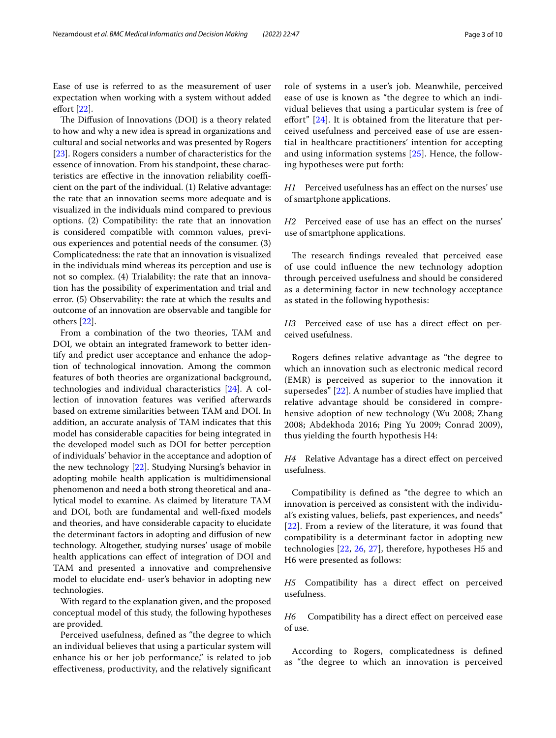Ease of use is referred to as the measurement of user expectation when working with a system without added effort [22].

The Diffusion of Innovations (DOI) is a theory related to how and why a new idea is spread in organizations and cultural and social networks and was presented by Rogers [23]. Rogers considers a number of characteristics for the essence of innovation. From his standpoint, these characteristics are effective in the innovation reliability coefficient on the part of the individual. (1) Relative advantage: the rate that an innovation seems more adequate and is visualized in the individuals mind compared to previous options. (2) Compatibility: the rate that an innovation is considered compatible with common values, previous experiences and potential needs of the consumer. (3) Complicatedness: the rate that an innovation is visualized in the individuals mind whereas its perception and use is not so complex. (4) Trialability: the rate that an innovation has the possibility of experimentation and trial and error. (5) Observability: the rate at which the results and outcome of an innovation are observable and tangible for others [22].

From a combination of the two theories, TAM and DOI, we obtain an integrated framework to better identify and predict user acceptance and enhance the adoption of technological innovation. Among the common features of both theories are organizational background, technologies and individual characteristics [24]. A collection of innovation features was verified afterwards based on extreme similarities between TAM and DOI. In addition, an accurate analysis of TAM indicates that this model has considerable capacities for being integrated in the developed model such as DOI for better perception of individuals' behavior in the acceptance and adoption of the new technology [22]. Studying Nursing's behavior in adopting mobile health application is multidimensional phenomenon and need a both strong theoretical and analytical model to examine. As claimed by literature TAM and DOI, both are fundamental and well-fixed models and theories, and have considerable capacity to elucidate the determinant factors in adopting and diffusion of new technology. Altogether, studying nurses' usage of mobile health applications can effect of integration of DOI and TAM and presented a innovative and comprehensive model to elucidate end- user's behavior in adopting new technologies.

With regard to the explanation given, and the proposed conceptual model of this study, the following hypotheses are provided.

Perceived usefulness, defined as "the degree to which an individual believes that using a particular system will enhance his or her job performance," is related to job effectiveness, productivity, and the relatively significant role of systems in a user's job. Meanwhile, perceived ease of use is known as "the degree to which an individual believes that using a particular system is free of effort" [24]. It is obtained from the literature that perceived usefulness and perceived ease of use are essential in healthcare practitioners' intention for accepting and using information systems [25]. Hence, the following hypotheses were put forth:

*H1* Perceived usefulness has an effect on the nurses' use of smartphone applications.

*H2* Perceived ease of use has an effect on the nurses' use of smartphone applications.

The research findings revealed that perceived ease of use could influence the new technology adoption through perceived usefulness and should be considered as a determining factor in new technology acceptance as stated in the following hypothesis:

*H3* Perceived ease of use has a direct effect on perceived usefulness.

Rogers defines relative advantage as "the degree to which an innovation such as electronic medical record (EMR) is perceived as superior to the innovation it supersedes" [22]. A number of studies have implied that relative advantage should be considered in comprehensive adoption of new technology (Wu 2008; Zhang 2008; Abdekhoda 2016; Ping Yu 2009; Conrad 2009), thus yielding the fourth hypothesis H4:

*H4* Relative Advantage has a direct effect on perceived usefulness.

Compatibility is defined as "the degree to which an innovation is perceived as consistent with the individual's existing values, beliefs, past experiences, and needs" [22]. From a review of the literature, it was found that compatibility is a determinant factor in adopting new technologies [22, 26, 27], therefore, hypotheses H5 and H6 were presented as follows:

*H5* Compatibility has a direct effect on perceived usefulness.

*H6* Compatibility has a direct effect on perceived ease of use.

According to Rogers, complicatedness is defined as "the degree to which an innovation is perceived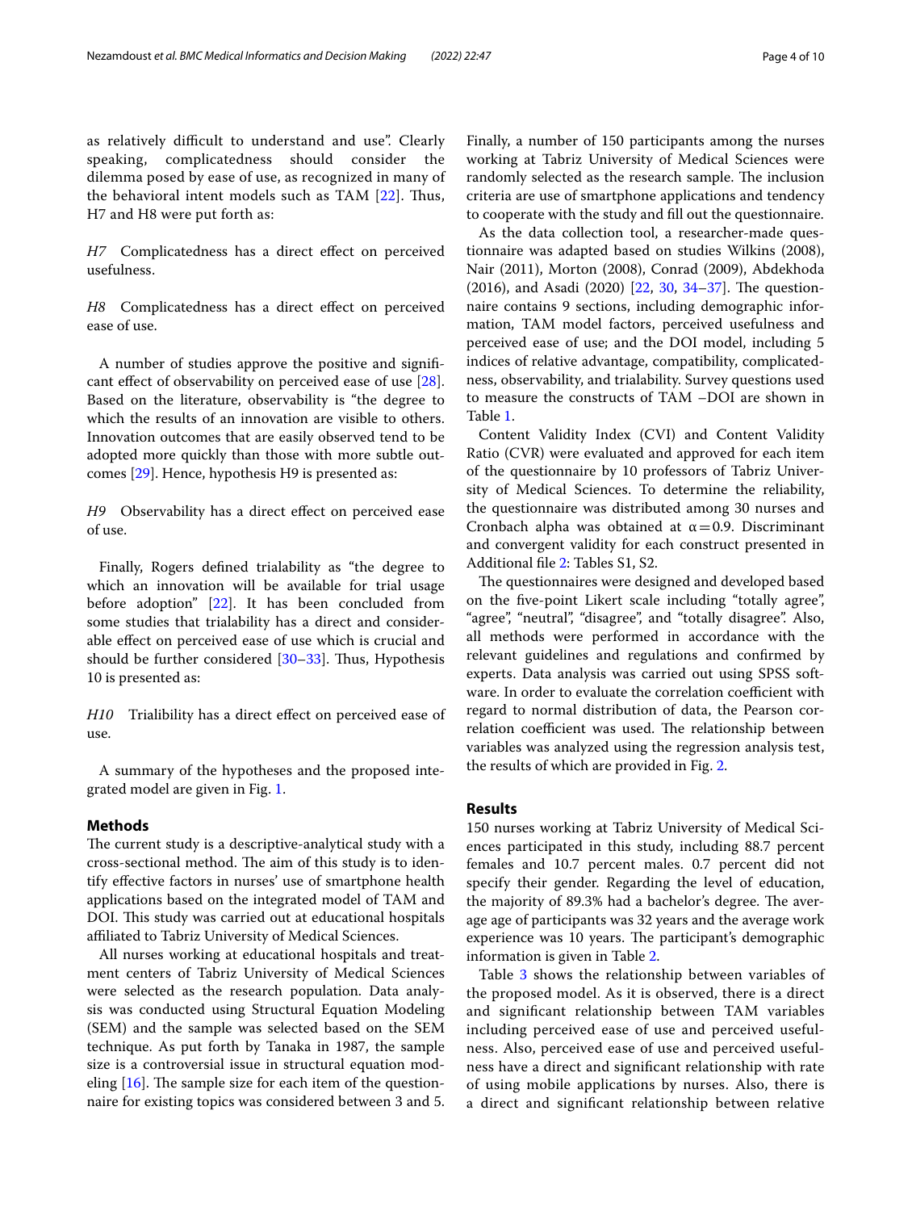as relatively difficult to understand and use". Clearly speaking, complicatedness should consider the dilemma posed by ease of use, as recognized in many of the behavioral intent models such as TAM [22]. Thus, H7 and H8 were put forth as:

*H7* Complicatedness has a direct effect on perceived usefulness.

*H8* Complicatedness has a direct effect on perceived ease of use.

A number of studies approve the positive and significant effect of observability on perceived ease of use [28]. Based on the literature, observability is "the degree to which the results of an innovation are visible to others. Innovation outcomes that are easily observed tend to be adopted more quickly than those with more subtle outcomes [29]. Hence, hypothesis H9 is presented as:

*H9* Observability has a direct effect on perceived ease of use.

Finally, Rogers defined trialability as "the degree to which an innovation will be available for trial usage before adoption" [22]. It has been concluded from some studies that trialability has a direct and considerable effect on perceived ease of use which is crucial and should be further considered [30–33]. Thus, Hypothesis 10 is presented as:

*H10* Trialibility has a direct effect on perceived ease of use.

A summary of the hypotheses and the proposed integrated model are given in Fig. 1.

## Methods

The current study is a descriptive-analytical study with a cross-sectional method. The aim of this study is to identify effective factors in nurses' use of smartphone health applications based on the integrated model of TAM and DOI. This study was carried out at educational hospitals affiliated to Tabriz University of Medical Sciences.

All nurses working at educational hospitals and treatment centers of Tabriz University of Medical Sciences were selected as the research population. Data analysis was conducted using Structural Equation Modeling (SEM) and the sample was selected based on the SEM technique. As put forth by Tanaka in 1987, the sample size is a controversial issue in structural equation modeling [16]. The sample size for each item of the questionnaire for existing topics was considered between 3 and 5. Finally, a number of 150 participants among the nurses working at Tabriz University of Medical Sciences were randomly selected as the research sample. The inclusion criteria are use of smartphone applications and tendency to cooperate with the study and fill out the questionnaire.

As the data collection tool, a researcher-made questionnaire was adapted based on studies Wilkins (2008), Nair (2011), Morton (2008), Conrad (2009), Abdekhoda (2016), and Asadi (2020) [22, 30, 34–37]. The questionnaire contains 9 sections, including demographic information, TAM model factors, perceived usefulness and perceived ease of use; and the DOI model, including 5 indices of relative advantage, compatibility, complicatedness, observability, and trialability. Survey questions used to measure the constructs of TAM –DOI are shown in Table 1.

Content Validity Index (CVI) and Content Validity Ratio (CVR) were evaluated and approved for each item of the questionnaire by 10 professors of Tabriz University of Medical Sciences. To determine the reliability, the questionnaire was distributed among 30 nurses and Cronbach alpha was obtained at $\alpha = 0.9$. Discriminant and convergent validity for each construct presented in Additional file 2: Tables S1, S2.

The questionnaires were designed and developed based on the five-point Likert scale including "totally agree", "agree", "neutral", "disagree", and "totally disagree". Also, all methods were performed in accordance with the relevant guidelines and regulations and confirmed by experts. Data analysis was carried out using SPSS software. In order to evaluate the correlation coefficient with regard to normal distribution of data, the Pearson correlation coefficient was used. The relationship between variables was analyzed using the regression analysis test, the results of which are provided in Fig. 2.

## Results

150 nurses working at Tabriz University of Medical Sciences participated in this study, including 88.7 percent females and 10.7 percent males. 0.7 percent did not specify their gender. Regarding the level of education, the majority of 89.3% had a bachelor's degree. The average age of participants was 32 years and the average work experience was 10 years. The participant's demographic information is given in Table 2.

Table 3 shows the relationship between variables of the proposed model. As it is observed, there is a direct and significant relationship between TAM variables including perceived ease of use and perceived usefulness. Also, perceived ease of use and perceived usefulness have a direct and significant relationship with rate of using mobile applications by nurses. Also, there is a direct and significant relationship between relative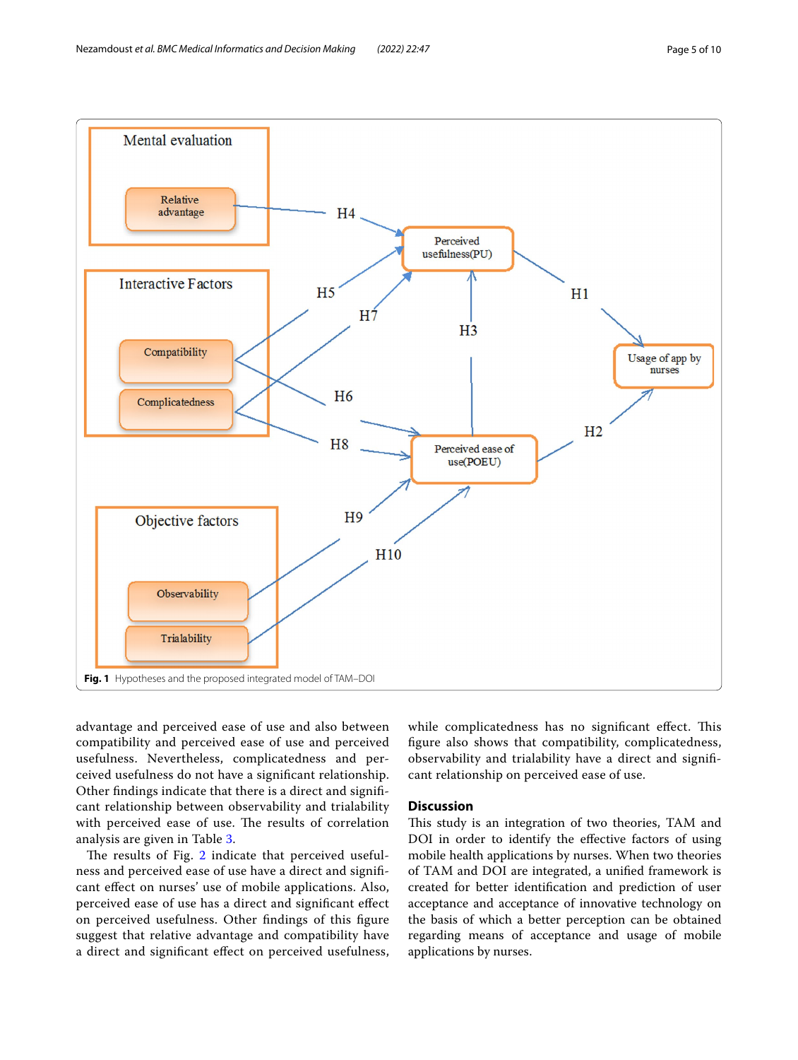Fig. 1 Hypotheses and the proposed integrated model of TAM–DOI

advantage and perceived ease of use and also between compatibility and perceived ease of use and perceived usefulness. Nevertheless, complicatedness and perceived usefulness do not have a significant relationship. Other findings indicate that there is a direct and significant relationship between observability and trialability with perceived ease of use. The results of correlation analysis are given in Table 3.

The results of Fig. 2 indicate that perceived usefulness and perceived ease of use have a direct and significant effect on nurses' use of mobile applications. Also, perceived ease of use has a direct and significant effect on perceived usefulness. Other findings of this figure suggest that relative advantage and compatibility have a direct and significant effect on perceived usefulness, while complicatedness has no significant effect. This figure also shows that compatibility, complicatedness, observability and trialability have a direct and significant relationship on perceived ease of use.

## Discussion

This study is an integration of two theories, TAM and DOI in order to identify the effective factors of using mobile health applications by nurses. When two theories of TAM and DOI are integrated, a unified framework is created for better identification and prediction of user acceptance and acceptance of innovative technology on the basis of which a better perception can be obtained regarding means of acceptance and usage of mobile applications by nurses.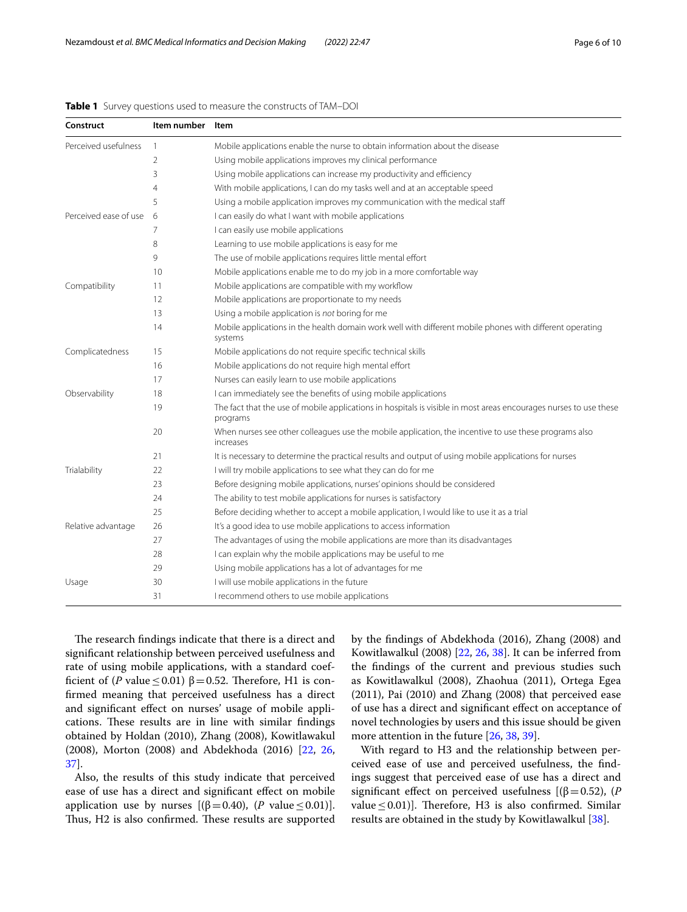**Table 1** Survey questions used to measure the constructs of TAM–DOI

| Construct | Item number | Item |
|---|---|---|
| Perceived usefulness | 1 | Mobile applications enable the nurse to obtain information about the disease |
| | 2 | Using mobile applications improves my clinical performance |
| | 3 | Using mobile applications can increase my productivity and efficiency |
| | 4 | With mobile applications, I can do my tasks well and at an acceptable speed |
| | 5 | Using a mobile application improves my communication with the medical staff |
| Perceived ease of use | 6 | I can easily do what I want with mobile applications |
| | 7 | I can easily use mobile applications |
| | 8 | Learning to use mobile applications is easy for me |
| | 9 | The use of mobile applications requires little mental effort |
| | 10 | Mobile applications enable me to do my job in a more comfortable way |
| Compatibility | 11 | Mobile applications are compatible with my workflow |
| | 12 | Mobile applications are proportionate to my needs |
| | 13 | Using a mobile application is *not* boring for me |
| | 14 | Mobile applications in the health domain work well with different mobile phones with different operating systems |
| Complicatedness | 15 | Mobile applications do not require specific technical skills |
| | 16 | Mobile applications do not require high mental effort |
| | 17 | Nurses can easily learn to use mobile applications |
| Observability | 18 | I can immediately see the benefits of using mobile applications |
| | 19 | The fact that the use of mobile applications in hospitals is visible in most areas encourages nurses to use these programs |
| | 20 | When nurses see other colleagues use the mobile application, the incentive to use these programs also increases |
| | 21 | It is necessary to determine the practical results and output of using mobile applications for nurses |
| Trialability | 22 | I will try mobile applications to see what they can do for me |
| | 23 | Before designing mobile applications, nurses' opinions should be considered |
| | 24 | The ability to test mobile applications for nurses is satisfactory |
| | 25 | Before deciding whether to accept a mobile application, I would like to use it as a trial |
| Relative advantage | 26 | It's a good idea to use mobile applications to access information |
| | 27 | The advantages of using the mobile applications are more than its disadvantages |
| | 28 | I can explain why the mobile applications may be useful to me |
| | 29 | Using mobile applications has a lot of advantages for me |
| Usage | 30 | I will use mobile applications in the future |
| | 31 | I recommend others to use mobile applications |

The research findings indicate that there is a direct and significant relationship between perceived usefulness and rate of using mobile applications, with a standard coefficient of ($P$ value $\leq 0.01$) $\beta = 0.52$. Therefore, H1 is confirmed meaning that perceived usefulness has a direct and significant effect on nurses' usage of mobile applications. These results are in line with similar findings obtained by Holdan (2010), Zhang (2008), Kowitlawakul (2008), Morton (2008) and Abdekhoda (2016) [22, 26, 37].

Also, the results of this study indicate that perceived ease of use has a direct and significant effect on mobile application use by nurses [($\beta = 0.40$), ($P$ value $\leq 0.01$)]. Thus, H2 is also confirmed. These results are supported by the findings of Abdekhoda (2016), Zhang (2008) and Kowitlawalkul (2008) [22, 26, 38]. It can be inferred from the findings of the current and previous studies such as Kowitlawalkul (2008), Zhaohua (2011), Ortega Egea (2011), Pai (2010) and Zhang (2008) that perceived ease of use has a direct and significant effect on acceptance of novel technologies by users and this issue should be given more attention in the future [26, 38, 39].

With regard to H3 and the relationship between perceived ease of use and perceived usefulness, the findings suggest that perceived ease of use has a direct and significant effect on perceived usefulness [($\beta = 0.52$), ($P$ value $\leq 0.01$)]. Therefore, H3 is also confirmed. Similar results are obtained in the study by Kowitlawalkul [38].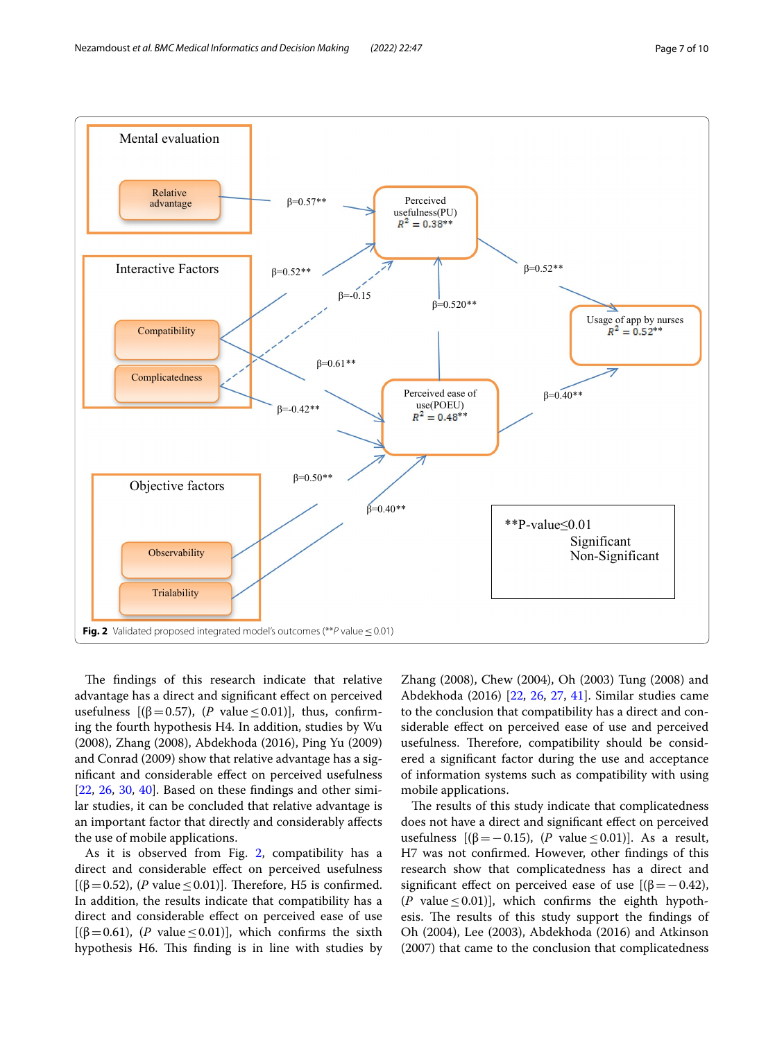Fig. 2 Validated proposed integrated model's outcomes (**$P$ value ≤ 0.01)

The findings of this research indicate that relative advantage has a direct and significant effect on perceived usefulness [(β = 0.57), ($P$ value ≤ 0.01)], thus, confirming the fourth hypothesis H4. In addition, studies by Wu (2008), Zhang (2008), Abdekhoda (2016), Ping Yu (2009) and Conrad (2009) show that relative advantage has a significant and considerable effect on perceived usefulness [22, 26, 30, 40]. Based on these findings and other similar studies, it can be concluded that relative advantage is an important factor that directly and considerably affects the use of mobile applications.

As it is observed from Fig. 2, compatibility has a direct and considerable effect on perceived usefulness [(β = 0.52), ($P$ value ≤ 0.01)]. Therefore, H5 is confirmed. In addition, the results indicate that compatibility has a direct and considerable effect on perceived ease of use [(β = 0.61), ($P$ value ≤ 0.01)], which confirms the sixth hypothesis H6. This finding is in line with studies by Zhang (2008), Chew (2004), Oh (2003) Tung (2008) and Abdekhoda (2016) [22, 26, 27, 41]. Similar studies came to the conclusion that compatibility has a direct and considerable effect on perceived ease of use and perceived usefulness. Therefore, compatibility should be considered a significant factor during the use and acceptance of information systems such as compatibility with using mobile applications.

The results of this study indicate that complicatedness does not have a direct and significant effect on perceived usefulness [(β = −0.15), ($P$ value ≤ 0.01)]. As a result, H7 was not confirmed. However, other findings of this research show that complicatedness has a direct and significant effect on perceived ease of use [(β = −0.42), ($P$ value ≤ 0.01)], which confirms the eighth hypothesis. The results of this study support the findings of Oh (2004), Lee (2003), Abdekhoda (2016) and Atkinson (2007) that came to the conclusion that complicatedness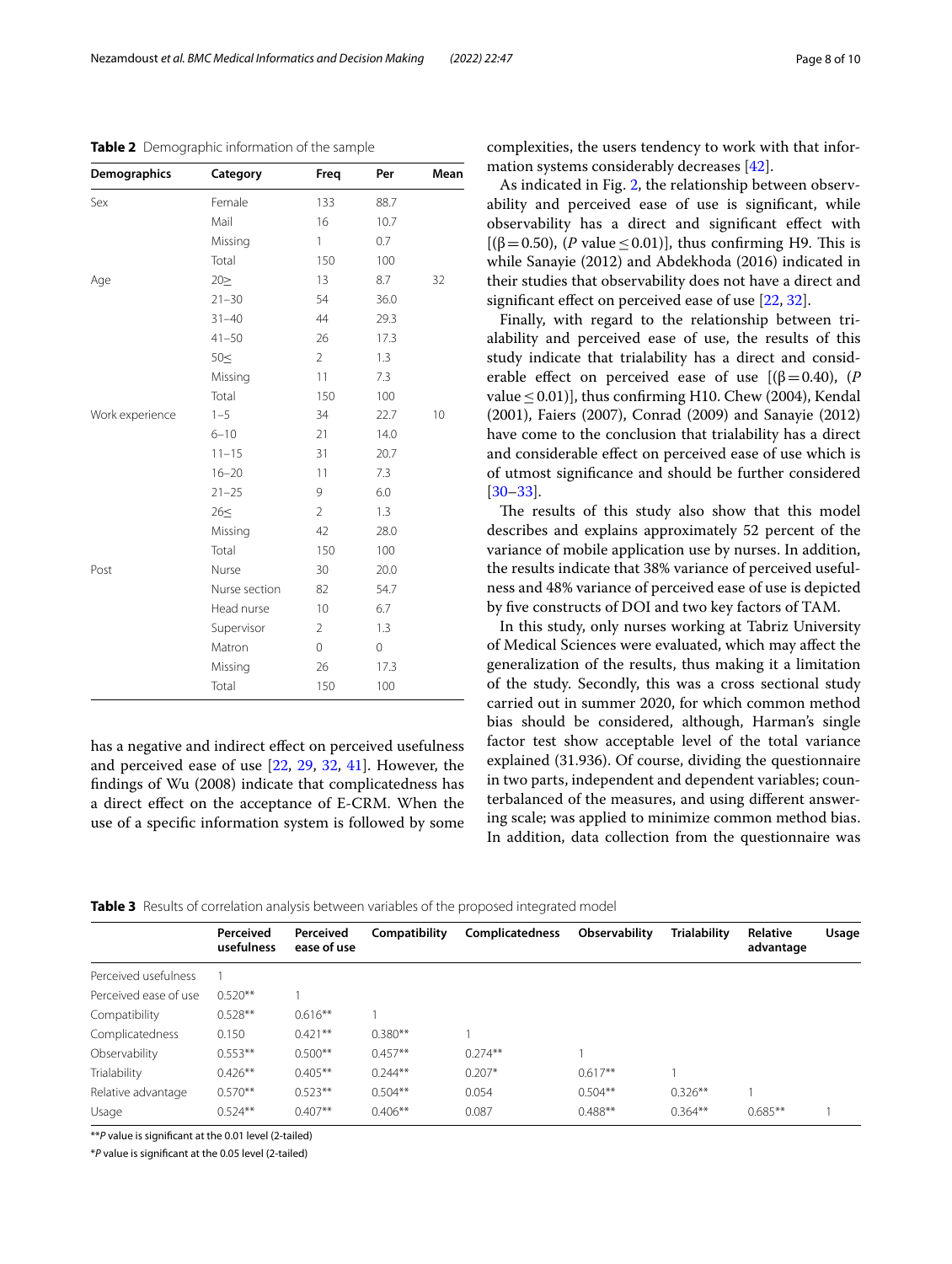**Table 2** Demographic information of the sample

| Demographics | Category | Freq | Per | Mean |
|---|---|---|---|---|
| Sex | Female | 133 | 88.7 | |
| | Mail | 16 | 10.7 | |
| | Missing | 1 | 0.7 | |
| | Total | 150 | 100 | |
| Age | 20≥ | 13 | 8.7 | 32 |
| | 21–30 | 54 | 36.0 | |
| | 31–40 | 44 | 29.3 | |
| | 41–50 | 26 | 17.3 | |
| | 50≤ | 2 | 1.3 | |
| | Missing | 11 | 7.3 | |
| | Total | 150 | 100 | |
| Work experience | 1–5 | 34 | 22.7 | 10 |
| | 6–10 | 21 | 14.0 | |
| | 11–15 | 31 | 20.7 | |
| | 16–20 | 11 | 7.3 | |
| | 21–25 | 9 | 6.0 | |
| | 26≤ | 2 | 1.3 | |
| | Missing | 42 | 28.0 | |
| | Total | 150 | 100 | |
| Post | Nurse | 30 | 20.0 | |
| | Nurse section | 82 | 54.7 | |
| | Head nurse | 10 | 6.7 | |
| | Supervisor | 2 | 1.3 | |
| | Matron | 0 | 0 | |
| | Missing | 26 | 17.3 | |
| | Total | 150 | 100 | |

has a negative and indirect effect on perceived usefulness and perceived ease of use [22, 29, 32, 41]. However, the findings of Wu (2008) indicate that complicatedness has a direct effect on the acceptance of E-CRM. When the use of a specific information system is followed by some complexities, the users tendency to work with that information systems considerably decreases [42].

As indicated in Fig. 2, the relationship between observability and perceived ease of use is significant, while observability has a direct and significant effect with [($\beta = 0.50$), ($P$ value $\leq 0.01$)], thus confirming H9. This is while Sanayie (2012) and Abdekhoda (2016) indicated in their studies that observability does not have a direct and significant effect on perceived ease of use [22, 32].

Finally, with regard to the relationship between trialability and perceived ease of use, the results of this study indicate that trialability has a direct and considerable effect on perceived ease of use [($\beta = 0.40$), ($P$ value $\leq 0.01$)], thus confirming H10. Chew (2004), Kendal (2001), Faiers (2007), Conrad (2009) and Sanayie (2012) have come to the conclusion that trialability has a direct and considerable effect on perceived ease of use which is of utmost significance and should be further considered [30–33].

The results of this study also show that this model describes and explains approximately 52 percent of the variance of mobile application use by nurses. In addition, the results indicate that 38% variance of perceived usefulness and 48% variance of perceived ease of use is depicted by five constructs of DOI and two key factors of TAM.

In this study, only nurses working at Tabriz University of Medical Sciences were evaluated, which may affect the generalization of the results, thus making it a limitation of the study. Secondly, this was a cross sectional study carried out in summer 2020, for which common method bias should be considered, although, Harman's single factor test show acceptable level of the total variance explained (31.936). Of course, dividing the questionnaire in two parts, independent and dependent variables; counterbalanced of the measures, and using different answering scale; was applied to minimize common method bias. In addition, data collection from the questionnaire was

**Table 3** Results of correlation analysis between variables of the proposed integrated model

| | Perceived usefulness | Perceived ease of use | Compatibility | Complicatedness | Observability | Trialability | Relative advantage | Usage |
|---|---|---|---|---|---|---|---|---|
| Perceived usefulness | 1 | | | | | | | |
| Perceived ease of use | 0.520** | 1 | | | | | | |
| Compatibility | 0.528** | 0.616** | 1 | | | | | |
| Complicatedness | 0.150 | 0.421** | 0.380** | 1 | | | | |
| Observability | 0.553** | 0.500** | 0.457** | 0.274** | 1 | | | |
| Trialability | 0.426** | 0.405** | 0.244** | 0.207* | 0.617** | 1 | | |
| Relative advantage | 0.570** | 0.523** | 0.504** | 0.054 | 0.504** | 0.326** | 1 | |
| Usage | 0.524** | 0.407** | 0.406** | 0.087 | 0.488** | 0.364** | 0.685** | 1 |

**$P$ value is significant at the 0.01 level (2-tailed)

*$P$ value is significant at the 0.05 level (2-tailed)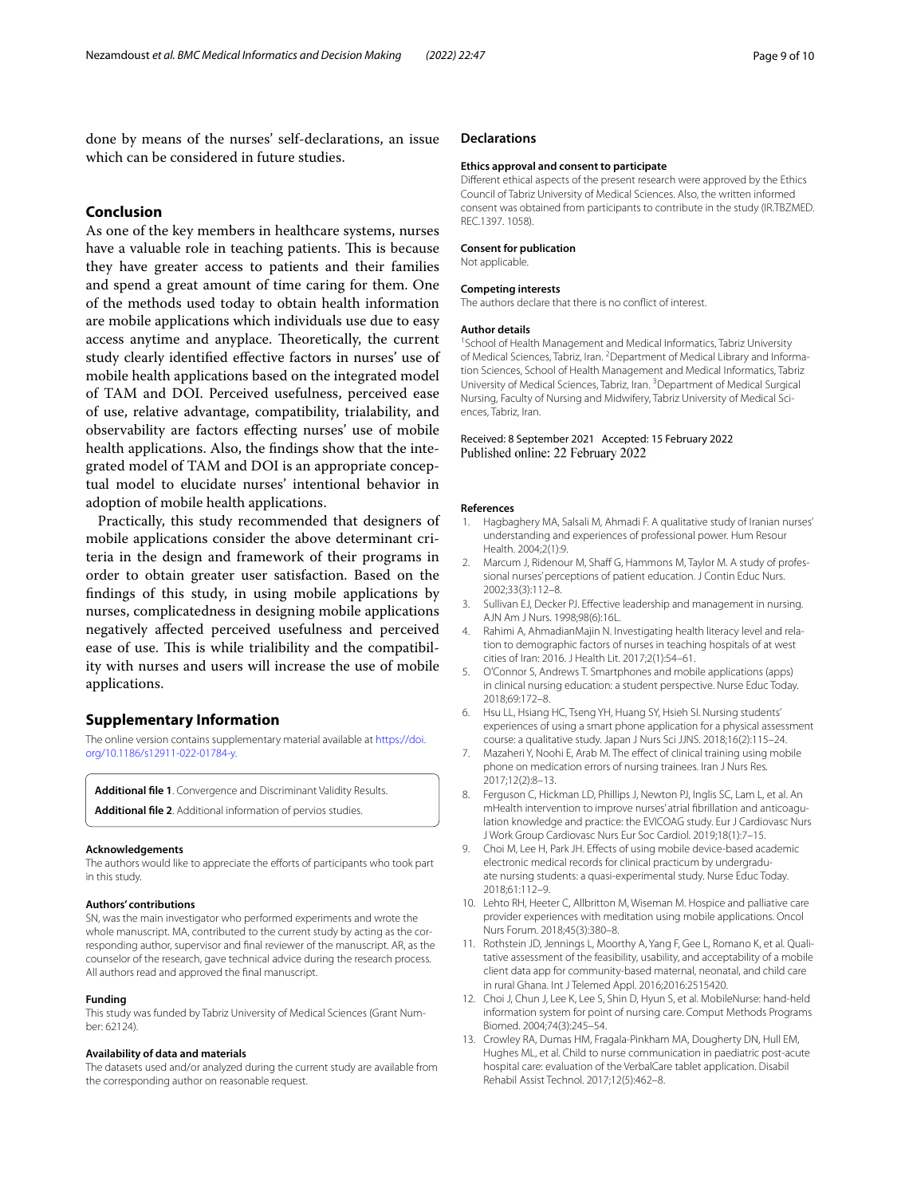done by means of the nurses' self-declarations, an issue which can be considered in future studies.

## Conclusion

As one of the key members in healthcare systems, nurses have a valuable role in teaching patients. This is because they have greater access to patients and their families and spend a great amount of time caring for them. One of the methods used today to obtain health information are mobile applications which individuals use due to easy access anytime and anyplace. Theoretically, the current study clearly identified effective factors in nurses' use of mobile health applications based on the integrated model of TAM and DOI. Perceived usefulness, perceived ease of use, relative advantage, compatibility, trialability, and observability are factors effecting nurses' use of mobile health applications. Also, the findings show that the integrated model of TAM and DOI is an appropriate conceptual model to elucidate nurses' intentional behavior in adoption of mobile health applications.

Practically, this study recommended that designers of mobile applications consider the above determinant criteria in the design and framework of their programs in order to obtain greater user satisfaction. Based on the findings of this study, in using mobile applications by nurses, complicatedness in designing mobile applications negatively affected perceived usefulness and perceived ease of use. This is while trialibility and the compatibility with nurses and users will increase the use of mobile applications.

## Supplementary Information

The online version contains supplementary material available at https://doi.org/10.1186/s12911-022-01784-y.

**Additional file 1**. Convergence and Discriminant Validity Results.

**Additional file 2**. Additional information of pervios studies.

#### Acknowledgements

The authors would like to appreciate the efforts of participants who took part in this study.

#### Authors' contributions

SN, was the main investigator who performed experiments and wrote the whole manuscript. MA, contributed to the current study by acting as the corresponding author, supervisor and final reviewer of the manuscript. AR, as the counselor of the research, gave technical advice during the research process. All authors read and approved the final manuscript.

#### Funding

This study was funded by Tabriz University of Medical Sciences (Grant Number: 62124).

#### Availability of data and materials

The datasets used and/or analyzed during the current study are available from the corresponding author on reasonable request.

## Declarations

#### Ethics approval and consent to participate

Different ethical aspects of the present research were approved by the Ethics Council of Tabriz University of Medical Sciences. Also, the written informed consent was obtained from participants to contribute in the study (IR.TBZMED.REC.1397. 1058).

#### Consent for publication

Not applicable.

#### Competing interests

The authors declare that there is no conflict of interest.

#### Author details

[1] School of Health Management and Medical Informatics, Tabriz University of Medical Sciences, Tabriz, Iran. [2] Department of Medical Library and Information Sciences, School of Health Management and Medical Informatics, Tabriz University of Medical Sciences, Tabriz, Iran. [3] Department of Medical Surgical Nursing, Faculty of Nursing and Midwifery, Tabriz University of Medical Sciences, Tabriz, Iran.

Received: 8 September 2021 Accepted: 15 February 2022
Published online: 22 February 2022

#### References

1. Hagbaghery MA, Salsali M, Ahmadi F. A qualitative study of Iranian nurses' understanding and experiences of professional power. Hum Resour Health. 2004;2(1):9.
2. Marcum J, Ridenour M, Shaff G, Hammons M, Taylor M. A study of professional nurses' perceptions of patient education. J Contin Educ Nurs. 2002;33(3):112–8.
3. Sullivan EJ, Decker PJ. Effective leadership and management in nursing. AJN Am J Nurs. 1998;98(6):16L.
4. Rahimi A, AhmadianMajin N. Investigating health literacy level and relation to demographic factors of nurses in teaching hospitals of at west cities of Iran: 2016. J Health Lit. 2017;2(1):54–61.
5. O'Connor S, Andrews T. Smartphones and mobile applications (apps) in clinical nursing education: a student perspective. Nurse Educ Today. 2018;69:172–8.
6. Hsu LL, Hsiang HC, Tseng YH, Huang SY, Hsieh SI. Nursing students' experiences of using a smart phone application for a physical assessment course: a qualitative study. Japan J Nurs Sci JJNS. 2018;16(2):115–24.
7. Mazaheri Y, Noohi E, Arab M. The effect of clinical training using mobile phone on medication errors of nursing trainees. Iran J Nurs Res. 2017;12(2):8–13.
8. Ferguson C, Hickman LD, Phillips J, Newton PJ, Inglis SC, Lam L, et al. An mHealth intervention to improve nurses' atrial fibrillation and anticoagulation knowledge and practice: the EVICOAG study. Eur J Cardiovasc Nurs J Work Group Cardiovasc Nurs Eur Soc Cardiol. 2019;18(1):7–15.
9. Choi M, Lee H, Park JH. Effects of using mobile device-based academic electronic medical records for clinical practicum by undergraduate nursing students: a quasi-experimental study. Nurse Educ Today. 2018;61:112–9.
10. Lehto RH, Heeter C, Allbritton M, Wiseman M. Hospice and palliative care provider experiences with meditation using mobile applications. Oncol Nurs Forum. 2018;45(3):380–8.
11. Rothstein JD, Jennings L, Moorthy A, Yang F, Gee L, Romano K, et al. Qualitative assessment of the feasibility, usability, and acceptability of a mobile client data app for community-based maternal, neonatal, and child care in rural Ghana. Int J Telemed Appl. 2016;2016:2515420.
12. Choi J, Chun J, Lee K, Lee S, Shin D, Hyun S, et al. MobileNurse: hand-held information system for point of nursing care. Comput Methods Programs Biomed. 2004;74(3):245–54.
13. Crowley RA, Dumas HM, Fragala-Pinkham MA, Dougherty DN, Hull EM, Hughes ML, et al. Child to nurse communication in paediatric post-acute hospital care: evaluation of the VerbalCare tablet application. Disabil Rehabil Assist Technol. 2017;12(5):462–8.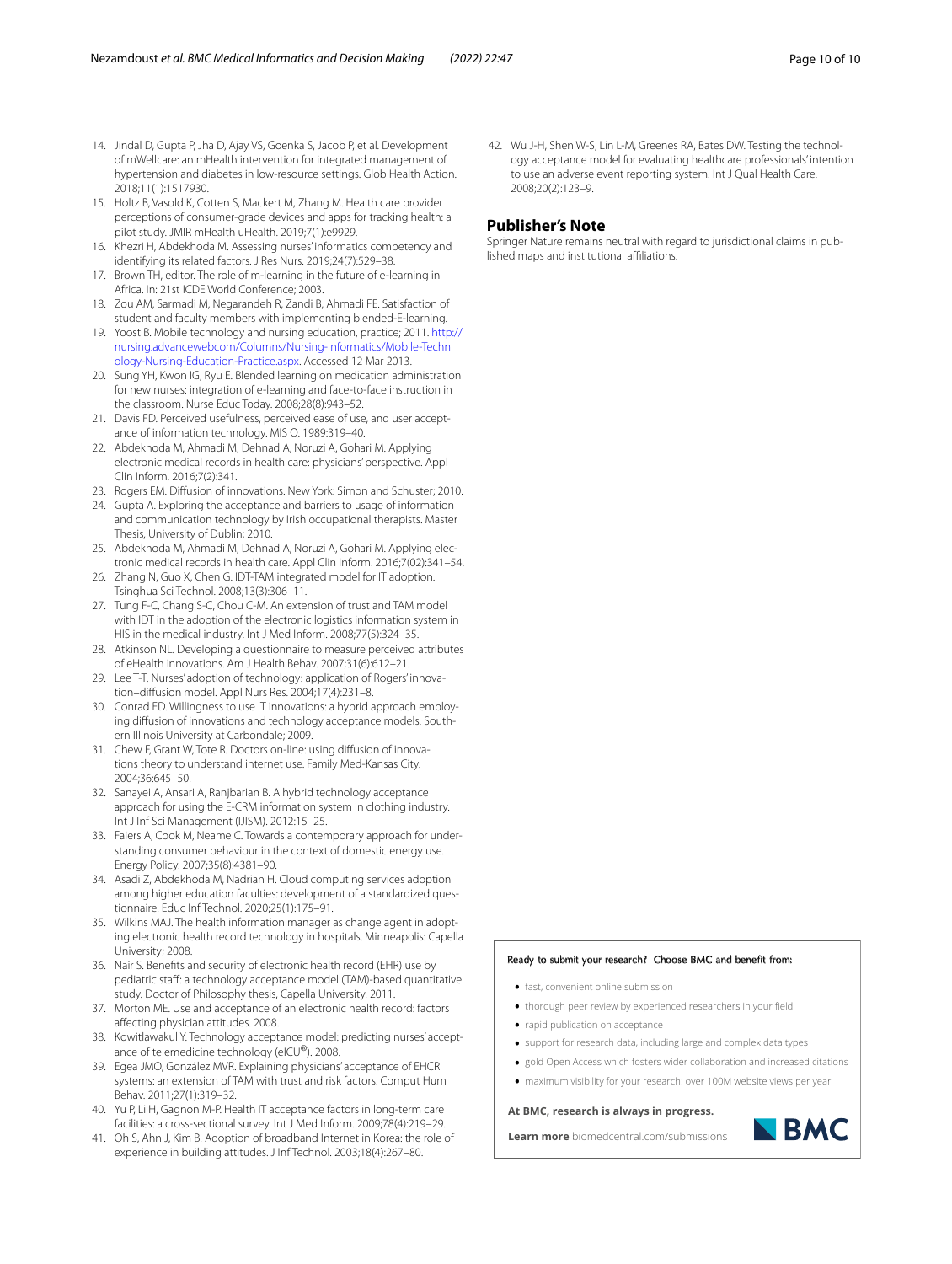14. Jindal D, Gupta P, Jha D, Ajay VS, Goenka S, Jacob P, et al. Development of mWellcare: an mHealth intervention for integrated management of hypertension and diabetes in low-resource settings. Glob Health Action. 2018;11(1):1517930.
15. Holtz B, Vasold K, Cotten S, Mackert M, Zhang M. Health care provider perceptions of consumer-grade devices and apps for tracking health: a pilot study. JMIR mHealth uHealth. 2019;7(1):e9929.
16. Khezri H, Abdekhoda M. Assessing nurses' informatics competency and identifying its related factors. J Res Nurs. 2019;24(7):529–38.
17. Brown TH, editor. The role of m-learning in the future of e-learning in Africa. In: 21st ICDE World Conference; 2003.
18. Zou AM, Sarmadi M, Negarandeh R, Zandi B, Ahmadi FE. Satisfaction of student and faculty members with implementing blended-E-learning.
19. Yoost B. Mobile technology and nursing education, practice; 2011. http://nursing.advancewebcom/Columns/Nursing-Informatics/Mobile-Technology-Nursing-Education-Practice.aspx. Accessed 12 Mar 2013.
20. Sung YH, Kwon IG, Ryu E. Blended learning on medication administration for new nurses: integration of e-learning and face-to-face instruction in the classroom. Nurse Educ Today. 2008;28(8):943–52.
21. Davis FD. Perceived usefulness, perceived ease of use, and user acceptance of information technology. MIS Q. 1989:319–40.
22. Abdekhoda M, Ahmadi M, Dehnad A, Noruzi A, Gohari M. Applying electronic medical records in health care: physicians' perspective. Appl Clin Inform. 2016;7(2):341.
23. Rogers EM. Diffusion of innovations. New York: Simon and Schuster; 2010.
24. Gupta A. Exploring the acceptance and barriers to usage of information and communication technology by Irish occupational therapists. Master Thesis, University of Dublin; 2010.
25. Abdekhoda M, Ahmadi M, Dehnad A, Noruzi A, Gohari M. Applying electronic medical records in health care. Appl Clin Inform. 2016;7(02):341–54.
26. Zhang N, Guo X, Chen G. IDT-TAM integrated model for IT adoption. Tsinghua Sci Technol. 2008;13(3):306–11.
27. Tung F-C, Chang S-C, Chou C-M. An extension of trust and TAM model with IDT in the adoption of the electronic logistics information system in HIS in the medical industry. Int J Med Inform. 2008;77(5):324–35.
28. Atkinson NL. Developing a questionnaire to measure perceived attributes of eHealth innovations. Am J Health Behav. 2007;31(6):612–21.
29. Lee T-T. Nurses' adoption of technology: application of Rogers' innovation–diffusion model. Appl Nurs Res. 2004;17(4):231–8.
30. Conrad ED. Willingness to use IT innovations: a hybrid approach employing diffusion of innovations and technology acceptance models. Southern Illinois University at Carbondale; 2009.
31. Chew F, Grant W, Tote R. Doctors on-line: using diffusion of innovations theory to understand internet use. Family Med-Kansas City. 2004;36:645–50.
32. Sanayei A, Ansari A, Ranjbarian B. A hybrid technology acceptance approach for using the E-CRM information system in clothing industry. Int J Inf Sci Management (IJISM). 2012:15–25.
33. Faiers A, Cook M, Neame C. Towards a contemporary approach for understanding consumer behaviour in the context of domestic energy use. Energy Policy. 2007;35(8):4381–90.
34. Asadi Z, Abdekhoda M, Nadrian H. Cloud computing services adoption among higher education faculties: development of a standardized questionnaire. Educ Inf Technol. 2020;25(1):175–91.
35. Wilkins MAJ. The health information manager as change agent in adopting electronic health record technology in hospitals. Minneapolis: Capella University; 2008.
36. Nair S. Benefits and security of electronic health record (EHR) use by pediatric staff: a technology acceptance model (TAM)-based quantitative study. Doctor of Philosophy thesis, Capella University. 2011.
37. Morton ME. Use and acceptance of an electronic health record: factors affecting physician attitudes. 2008.
38. Kowitlawakul Y. Technology acceptance model: predicting nurses' acceptance of telemedicine technology (eICU®). 2008.
39. Egea JMO, González MVR. Explaining physicians' acceptance of EHCR systems: an extension of TAM with trust and risk factors. Comput Hum Behav. 2011;27(1):319–32.
40. Yu P, Li H, Gagnon M-P. Health IT acceptance factors in long-term care facilities: a cross-sectional survey. Int J Med Inform. 2009;78(4):219–29.
41. Oh S, Ahn J, Kim B. Adoption of broadband Internet in Korea: the role of experience in building attitudes. J Inf Technol. 2003;18(4):267–80.
42. Wu J-H, Shen W-S, Lin L-M, Greenes RA, Bates DW. Testing the technology acceptance model for evaluating healthcare professionals' intention to use an adverse event reporting system. Int J Qual Health Care. 2008;20(2):123–9.

## Publisher's Note

Springer Nature remains neutral with regard to jurisdictional claims in published maps and institutional affiliations.

Ready to submit your research? Choose BMC and benefit from:

- fast, convenient online submission
- thorough peer review by experienced researchers in your field
- rapid publication on acceptance
- support for research data, including large and complex data types
- gold Open Access which fosters wider collaboration and increased citations
- maximum visibility for your research: over 100M website views per year

**At BMC, research is always in progress.**

**Learn more** biomedcentral.com/submissions

BMC